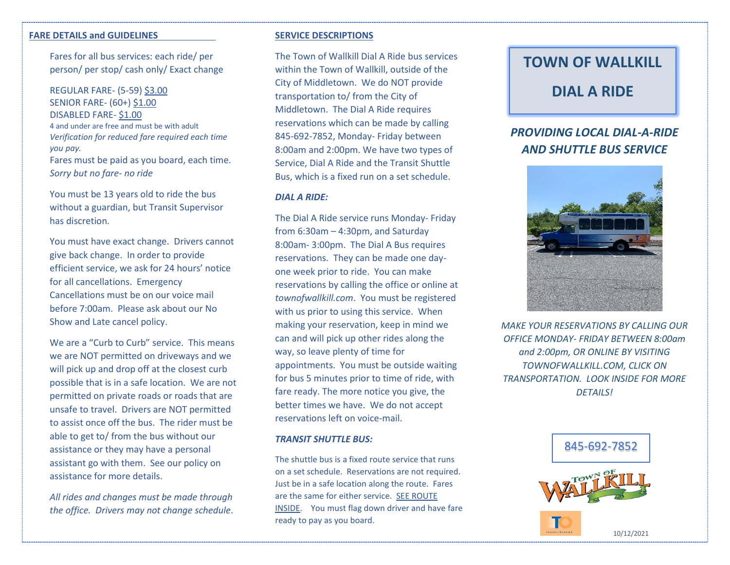## FARE DETAILS and GUIDELINES

Fares for all bus services: each ride/ per person/ per stop/ cash only/ Exact change

REGULAR FARE- (5-59) $3.00
SENIOR FARE- (60+) $1.00
DISABLED FARE- $1.00
4 and under are free and must be with adult
*Verification for reduced fare required each time you pay.*
Fares must be paid as you board, each time.
*Sorry but no fare- no ride*

You must be 13 years old to ride the bus without a guardian, but Transit Supervisor has discretion.

You must have exact change. Drivers cannot give back change. In order to provide efficient service, we ask for 24 hours' notice for all cancellations. Emergency Cancellations must be on our voice mail before 7:00am. Please ask about our No Show and Late cancel policy.

We are a "Curb to Curb" service. This means we are NOT permitted on driveways and we will pick up and drop off at the closest curb possible that is in a safe location. We are not permitted on private roads or roads that are unsafe to travel. Drivers are NOT permitted to assist once off the bus. The rider must be able to get to/ from the bus without our assistance or they may have a personal assistant go with them. See our policy on assistance for more details.

*All rides and changes must be made through the office. Drivers may not change schedule.*

## SERVICE DESCRIPTIONS

The Town of Wallkill Dial A Ride bus services within the Town of Wallkill, outside of the City of Middletown. We do NOT provide transportation to/ from the City of Middletown. The Dial A Ride requires reservations which can be made by calling 845-692-7852, Monday- Friday between 8:00am and 2:00pm. We have two types of Service, Dial A Ride and the Transit Shuttle Bus, which is a fixed run on a set schedule.

### *DIAL A RIDE:*

The Dial A Ride service runs Monday- Friday from 6:30am – 4:30pm, and Saturday 8:00am- 3:00pm. The Dial A Bus requires reservations. They can be made one day- one week prior to ride. You can make reservations by calling the office or online at *townofwallkill.com*. You must be registered with us prior to using this service. When making your reservation, keep in mind we can and will pick up other rides along the way, so leave plenty of time for appointments. You must be outside waiting for bus 5 minutes prior to time of ride, with fare ready. The more notice you give, the better times we have. We do not accept reservations left on voice-mail.

### *TRANSIT SHUTTLE BUS:*

The shuttle bus is a fixed route service that runs on a set schedule. Reservations are not required. Just be in a safe location along the route. Fares are the same for either service. SEE ROUTE INSIDE. You must flag down driver and have fare ready to pay as you board.

# TOWN OF WALLKILL

# DIAL A RIDE

## *PROVIDING LOCAL DIAL-A-RIDE AND SHUTTLE BUS SERVICE*

*MAKE YOUR RESERVATIONS BY CALLING OUR OFFICE MONDAY- FRIDAY BETWEEN 8:00am and 2:00pm, OR ONLINE BY VISITING TOWNOFWALLKILL.COM, CLICK ON TRANSPORTATION. LOOK INSIDE FOR MORE DETAILS!*

845-692-7852

10/12/2021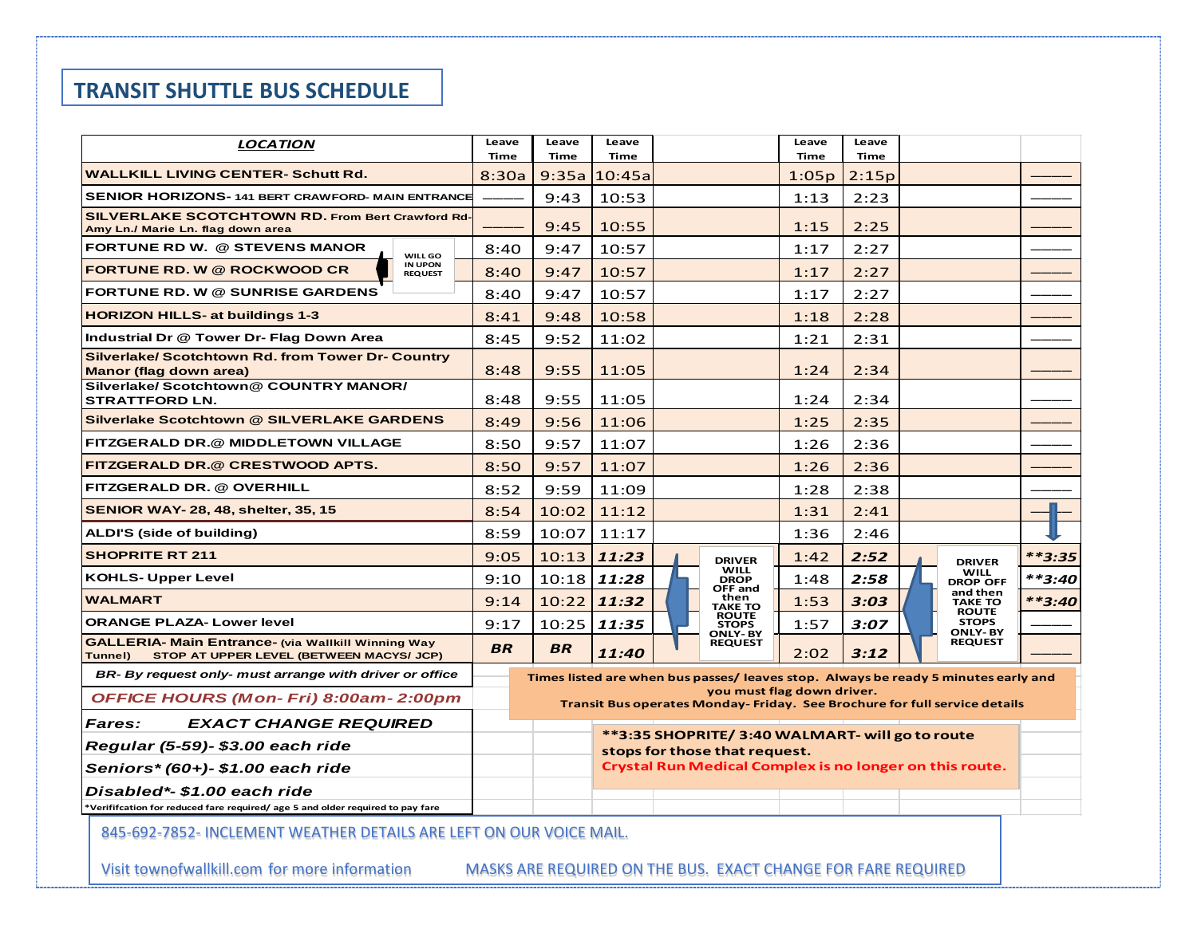# TRANSIT SHUTTLE BUS SCHEDULE

| LOCATION | Leave Time | Leave Time | Leave Time | | Leave Time | Leave Time | | |
|---|---|---|---|---|---|---|---|---|
| WALLKILL LIVING CENTER- Schutt Rd. | 8:30a | 9:35a | 10:45a | | 1:05p | 2:15p | | ——— |
| SENIOR HORIZONS- 141 BERT CRAWFORD- MAIN ENTRANCE | ——— | 9:43 | 10:53 | | 1:13 | 2:23 | | ——— |
| SILVERLAKE SCOTCHTOWN RD. From Bert Crawford Rd- Amy Ln./ Marie Ln. flag down area | ——— | 9:45 | 10:55 | | 1:15 | 2:25 | | ——— |
| FORTUNE RD W. @ STEVENS MANOR (WILL GO IN UPON REQUEST) | 8:40 | 9:47 | 10:57 | | 1:17 | 2:27 | | ——— |
| FORTUNE RD. W @ ROCKWOOD CR (WILL GO IN UPON REQUEST) | 8:40 | 9:47 | 10:57 | | 1:17 | 2:27 | | ——— |
| FORTUNE RD. W @ SUNRISE GARDENS (WILL GO IN UPON REQUEST) | 8:40 | 9:47 | 10:57 | | 1:17 | 2:27 | | ——— |
| HORIZON HILLS- at buildings 1-3 | 8:41 | 9:48 | 10:58 | | 1:18 | 2:28 | | ——— |
| Industrial Dr @ Tower Dr- Flag Down Area | 8:45 | 9:52 | 11:02 | | 1:21 | 2:31 | | ——— |
| Silverlake/ Scotchtown Rd. from Tower Dr- Country Manor (flag down area) | 8:48 | 9:55 | 11:05 | | 1:24 | 2:34 | | ——— |
| Silverlake/ Scotchtown@ COUNTRY MANOR/ STRATTFORD LN. | 8:48 | 9:55 | 11:05 | | 1:24 | 2:34 | | ——— |
| Silverlake Scotchtown @ SILVERLAKE GARDENS | 8:49 | 9:56 | 11:06 | | 1:25 | 2:35 | | ——— |
| FITZGERALD DR.@ MIDDLETOWN VILLAGE | 8:50 | 9:57 | 11:07 | | 1:26 | 2:36 | | ——— |
| FITZGERALD DR.@ CRESTWOOD APTS. | 8:50 | 9:57 | 11:07 | | 1:26 | 2:36 | | ——— |
| FITZGERALD DR. @ OVERHILL | 8:52 | 9:59 | 11:09 | | 1:28 | 2:38 | | ——— |
| SENIOR WAY- 28, 48, shelter, 35, 15 | 8:54 | 10:02 | 11:12 | | 1:31 | 2:41 | | ——— |
| ALDI'S (side of building) | 8:59 | 10:07 | 11:17 | | 1:36 | 2:46 | | ↓ |
| SHOPRITE RT 211 | 9:05 | 10:13 | ***11:23*** | DRIVER WILL DROP OFF and then TAKE TO ROUTE STOPS ONLY- BY REQUEST | 1:42 | ***2:52*** | DRIVER WILL DROP OFF and then TAKE TO ROUTE STOPS ONLY- BY REQUEST | ***\*\*3:35*** |
| KOHLS- Upper Level | 9:10 | 10:18 | ***11:28*** | | 1:48 | ***2:58*** | | ***\*\*3:40*** |
| WALMART | 9:14 | 10:22 | ***11:32*** | | 1:53 | ***3:03*** | | ***\*\*3:40*** |
| ORANGE PLAZA- Lower level | 9:17 | 10:25 | ***11:35*** | | 1:57 | ***3:07*** | | ——— |
| GALLERIA- Main Entrance- (via Wallkill Winning Way Tunnel) STOP AT UPPER LEVEL (BETWEEN MACYS/ JCP) | ***BR*** | ***BR*** | ***11:40*** | | 2:02 | ***3:12*** | | ——— |

*BR- By request only- must arrange with driver or office*

*OFFICE HOURS (Mon- Fri) 8:00am- 2:00pm*

Times listed are when bus passes/ leaves stop. Always be ready 5 minutes early and you must flag down driver.
Transit Bus operates Monday- Friday. See Brochure for full service details

***Fares: EXACT CHANGE REQUIRED***

***Regular (5-59)- $3.00 each ride***

***Seniors\* (60+)- $1.00 each ride***

***Disabled\*- $1.00 each ride***

\*Verififcation for reduced fare required/ age 5 and older required to pay fare

**\*\*3:35 SHOPRITE/ 3:40 WALMART- will go to route stops for those that request.**
**Crystal Run Medical Complex is no longer on this route.**

845-692-7852- INCLEMENT WEATHER DETAILS ARE LEFT ON OUR VOICE MAIL.

Visit townofwallkill.com for more information MASKS ARE REQUIRED ON THE BUS. EXACT CHANGE FOR FARE REQUIRED